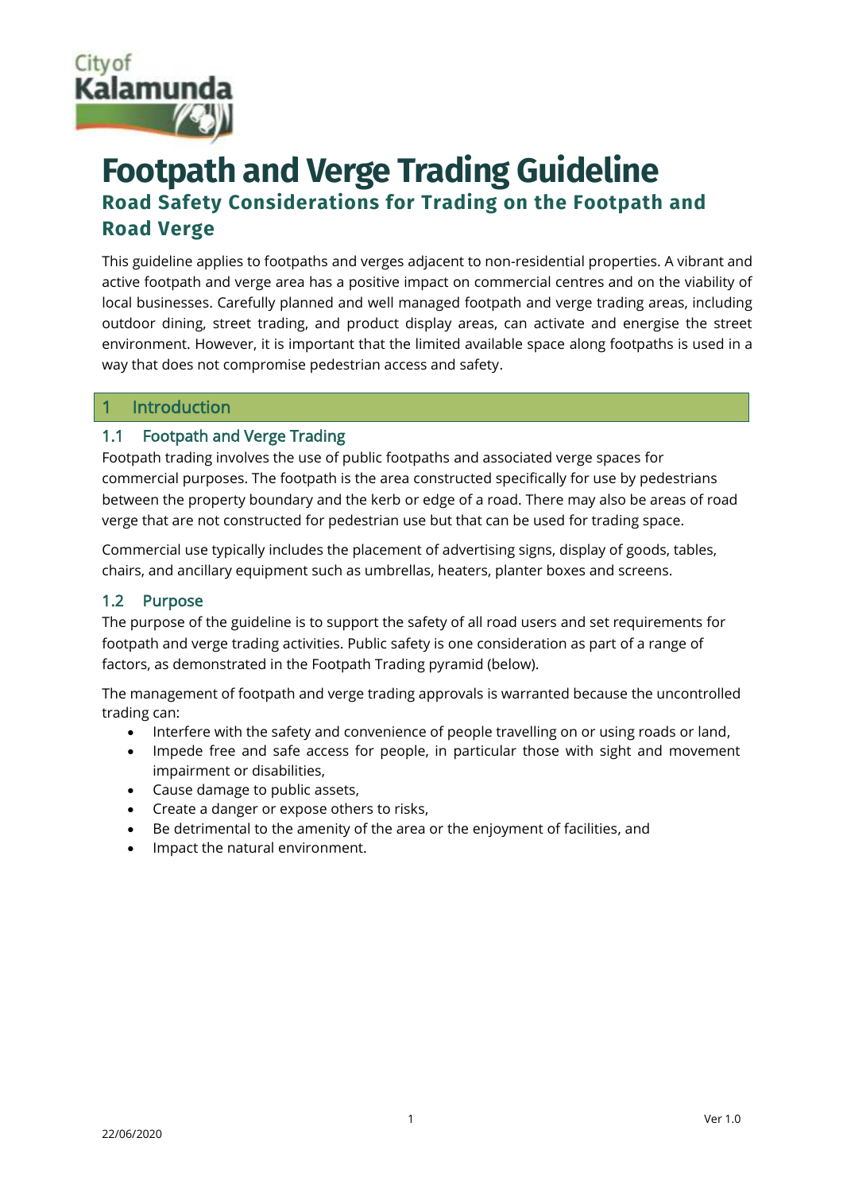# Footpath and Verge Trading Guideline

## Road Safety Considerations for Trading on the Footpath and Road Verge

This guideline applies to footpaths and verges adjacent to non-residential properties. A vibrant and active footpath and verge area has a positive impact on commercial centres and on the viability of local businesses. Carefully planned and well managed footpath and verge trading areas, including outdoor dining, street trading, and product display areas, can activate and energise the street environment. However, it is important that the limited available space along footpaths is used in a way that does not compromise pedestrian access and safety.

## 1 Introduction

### 1.1 Footpath and Verge Trading

Footpath trading involves the use of public footpaths and associated verge spaces for commercial purposes. The footpath is the area constructed specifically for use by pedestrians between the property boundary and the kerb or edge of a road. There may also be areas of road verge that are not constructed for pedestrian use but that can be used for trading space.

Commercial use typically includes the placement of advertising signs, display of goods, tables, chairs, and ancillary equipment such as umbrellas, heaters, planter boxes and screens.

### 1.2 Purpose

The purpose of the guideline is to support the safety of all road users and set requirements for footpath and verge trading activities. Public safety is one consideration as part of a range of factors, as demonstrated in the Footpath Trading pyramid (below).

The management of footpath and verge trading approvals is warranted because the uncontrolled trading can:

- Interfere with the safety and convenience of people travelling on or using roads or land,
- Impede free and safe access for people, in particular those with sight and movement impairment or disabilities,
- Cause damage to public assets,
- Create a danger or expose others to risks,
- Be detrimental to the amenity of the area or the enjoyment of facilities, and
- Impact the natural environment.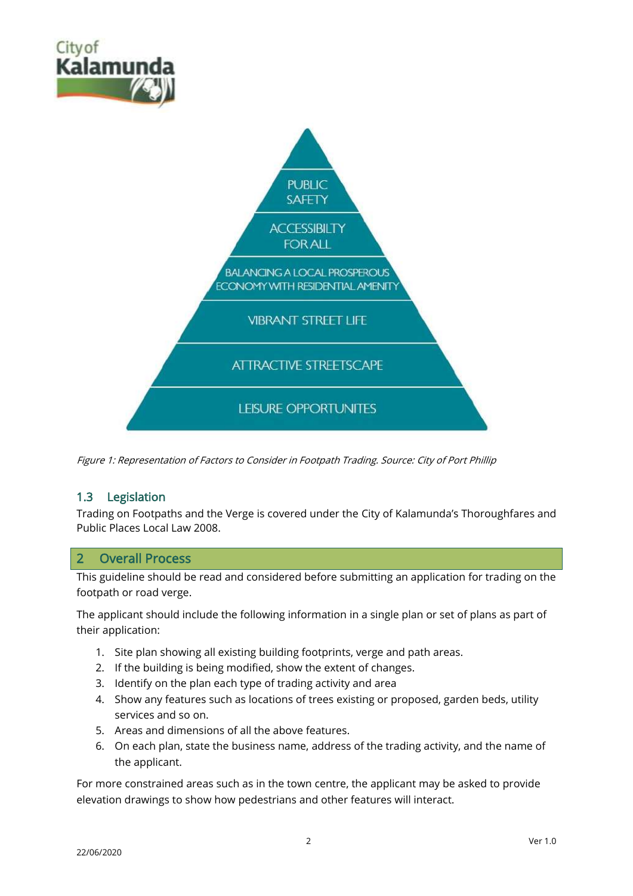PUBLIC SAFETY

ACCESSIBILTY FOR ALL

BALANCING A LOCAL PROSPEROUS ECONOMY WITH RESIDENTIAL AMENITY

VIBRANT STREET LIFE

ATTRACTIVE STREETSCAPE

LEISURE OPPORTUNITES

*Figure 1: Representation of Factors to Consider in Footpath Trading. Source: City of Port Phillip*

### 1.3 Legislation

Trading on Footpaths and the Verge is covered under the City of Kalamunda's Thoroughfares and Public Places Local Law 2008.

## 2 Overall Process

This guideline should be read and considered before submitting an application for trading on the footpath or road verge.

The applicant should include the following information in a single plan or set of plans as part of their application:

1. Site plan showing all existing building footprints, verge and path areas.
2. If the building is being modified, show the extent of changes.
3. Identify on the plan each type of trading activity and area
4. Show any features such as locations of trees existing or proposed, garden beds, utility services and so on.
5. Areas and dimensions of all the above features.
6. On each plan, state the business name, address of the trading activity, and the name of the applicant.

For more constrained areas such as in the town centre, the applicant may be asked to provide elevation drawings to show how pedestrians and other features will interact.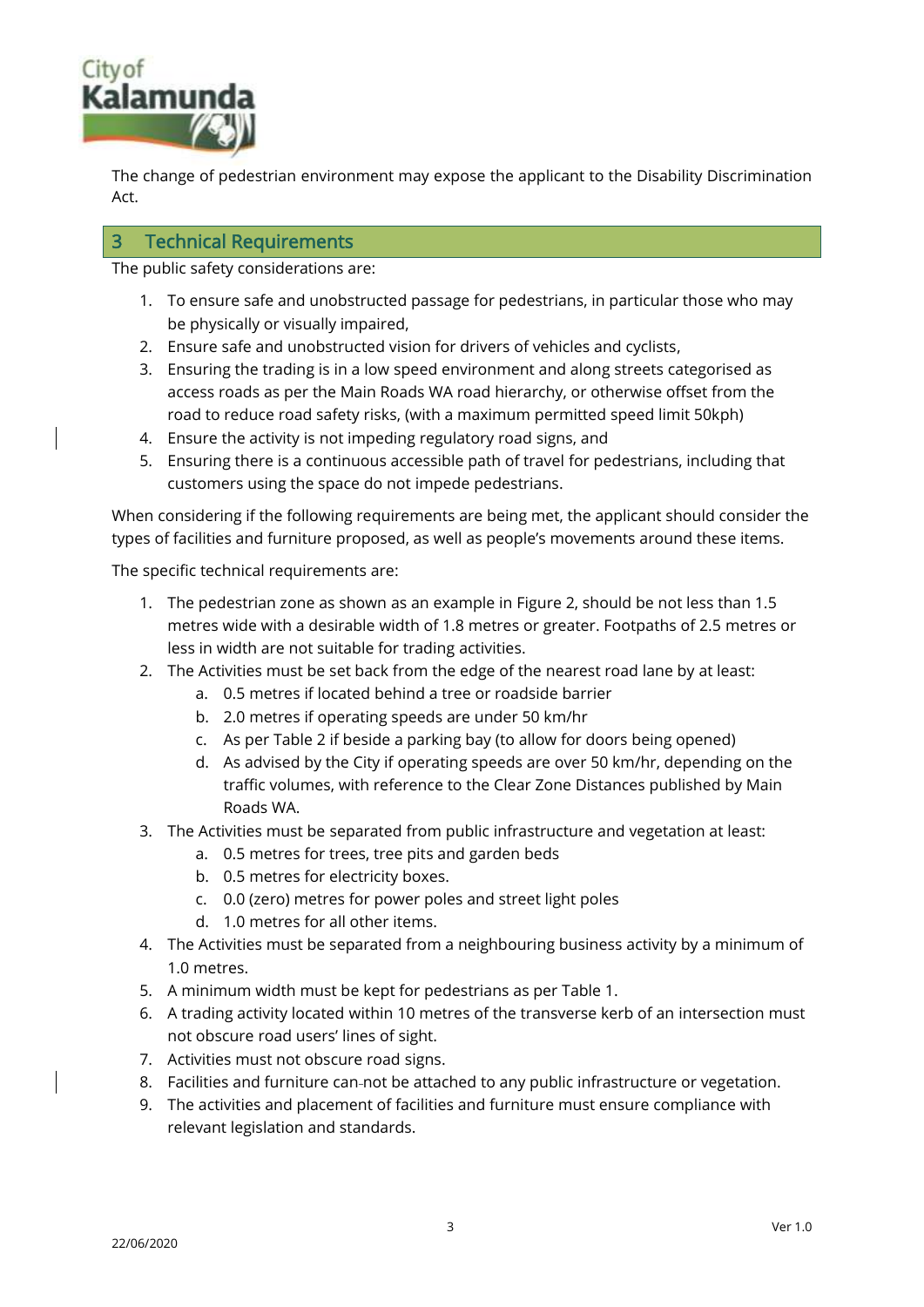The change of pedestrian environment may expose the applicant to the Disability Discrimination Act.

## 3 Technical Requirements

The public safety considerations are:

1. To ensure safe and unobstructed passage for pedestrians, in particular those who may be physically or visually impaired,
2. Ensure safe and unobstructed vision for drivers of vehicles and cyclists,
3. Ensuring the trading is in a low speed environment and along streets categorised as access roads as per the Main Roads WA road hierarchy, or otherwise offset from the road to reduce road safety risks, (with a maximum permitted speed limit 50kph)
4. Ensure the activity is not impeding regulatory road signs, and
5. Ensuring there is a continuous accessible path of travel for pedestrians, including that customers using the space do not impede pedestrians.

When considering if the following requirements are being met, the applicant should consider the types of facilities and furniture proposed, as well as people's movements around these items.

The specific technical requirements are:

1. The pedestrian zone as shown as an example in Figure 2, should be not less than 1.5 metres wide with a desirable width of 1.8 metres or greater. Footpaths of 2.5 metres or less in width are not suitable for trading activities.
2. The Activities must be set back from the edge of the nearest road lane by at least:
   a. 0.5 metres if located behind a tree or roadside barrier
   b. 2.0 metres if operating speeds are under 50 km/hr
   c. As per Table 2 if beside a parking bay (to allow for doors being opened)
   d. As advised by the City if operating speeds are over 50 km/hr, depending on the traffic volumes, with reference to the Clear Zone Distances published by Main Roads WA.
3. The Activities must be separated from public infrastructure and vegetation at least:
   a. 0.5 metres for trees, tree pits and garden beds
   b. 0.5 metres for electricity boxes.
   c. 0.0 (zero) metres for power poles and street light poles
   d. 1.0 metres for all other items.
4. The Activities must be separated from a neighbouring business activity by a minimum of 1.0 metres.
5. A minimum width must be kept for pedestrians as per Table 1.
6. A trading activity located within 10 metres of the transverse kerb of an intersection must not obscure road users' lines of sight.
7. Activities must not obscure road signs.
8. Facilities and furniture can not be attached to any public infrastructure or vegetation.
9. The activities and placement of facilities and furniture must ensure compliance with relevant legislation and standards.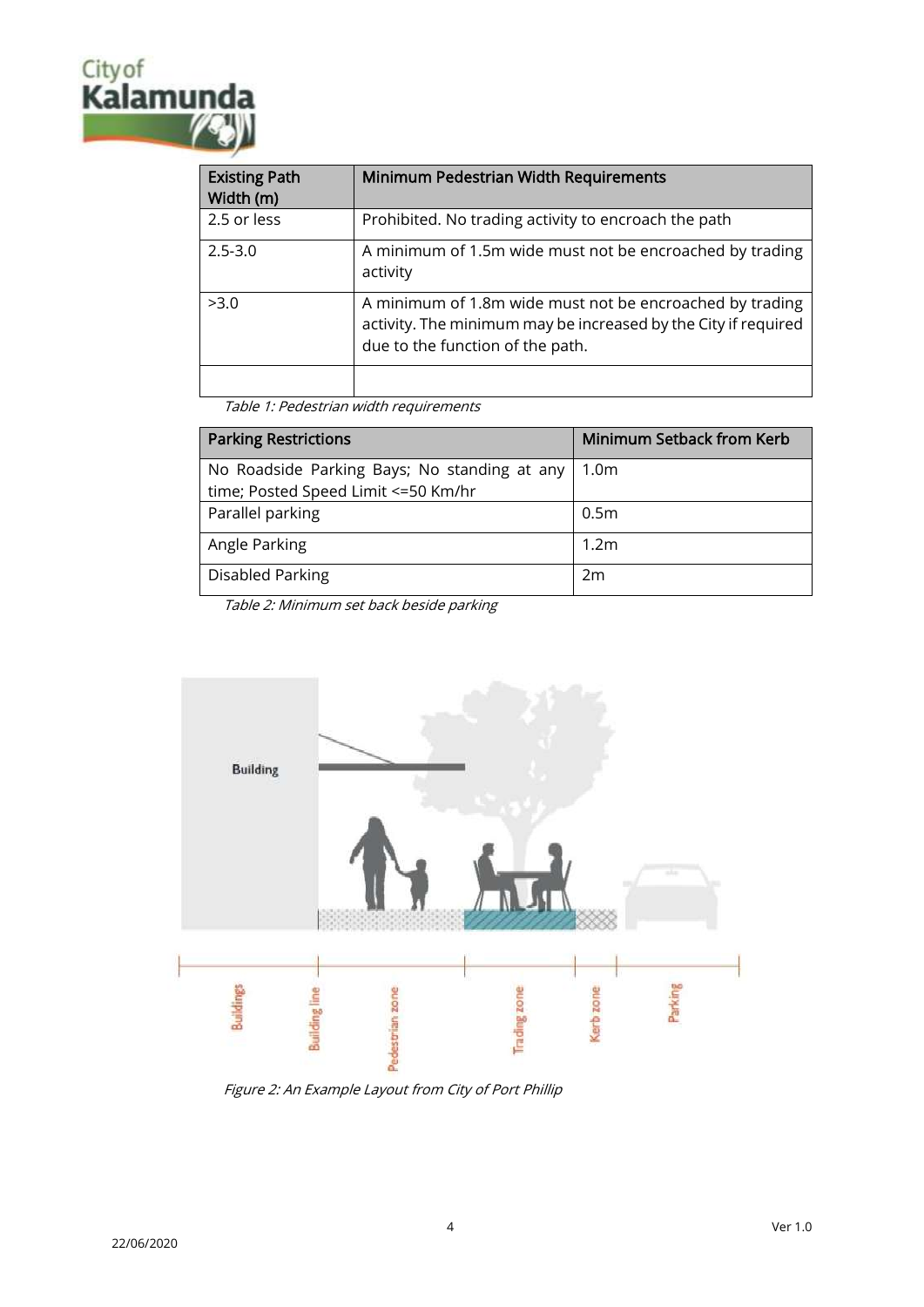| Existing Path Width (m) | Minimum Pedestrian Width Requirements |
|---|---|
| 2.5 or less | Prohibited. No trading activity to encroach the path |
| 2.5-3.0 | A minimum of 1.5m wide must not be encroached by trading activity |
| >3.0 | A minimum of 1.8m wide must not be encroached by trading activity. The minimum may be increased by the City if required due to the function of the path. |
| | |

*Table 1: Pedestrian width requirements*

| Parking Restrictions | Minimum Setback from Kerb |
|---|---|
| No Roadside Parking Bays; No standing at any time; Posted Speed Limit <=50 Km/hr | 1.0m |
| Parallel parking | 0.5m |
| Angle Parking | 1.2m |
| Disabled Parking | 2m |

*Table 2: Minimum set back beside parking*

*Figure 2: An Example Layout from City of Port Phillip*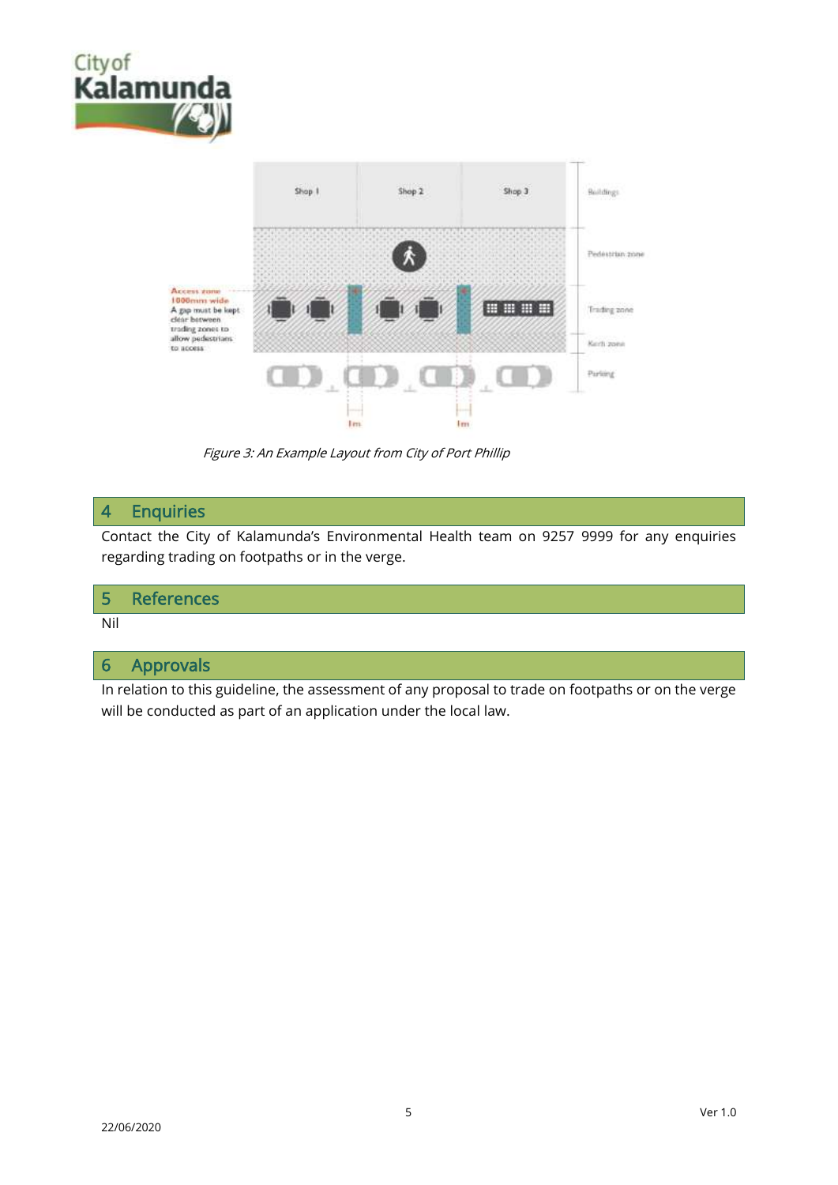Shop 1
Shop 2
Shop 3
Buildings
Pedestrian zone
Access zone
1000mm wide
A gap must be kept clear between trading zones to allow pedestrians to access
Trading zone
Kerb zone
Parking
1m
1m

*Figure 3: An Example Layout from City of Port Phillip*

## 4 Enquiries

Contact the City of Kalamunda's Environmental Health team on 9257 9999 for any enquiries regarding trading on footpaths or in the verge.

## 5 References

Nil

## 6 Approvals

In relation to this guideline, the assessment of any proposal to trade on footpaths or on the verge will be conducted as part of an application under the local law.